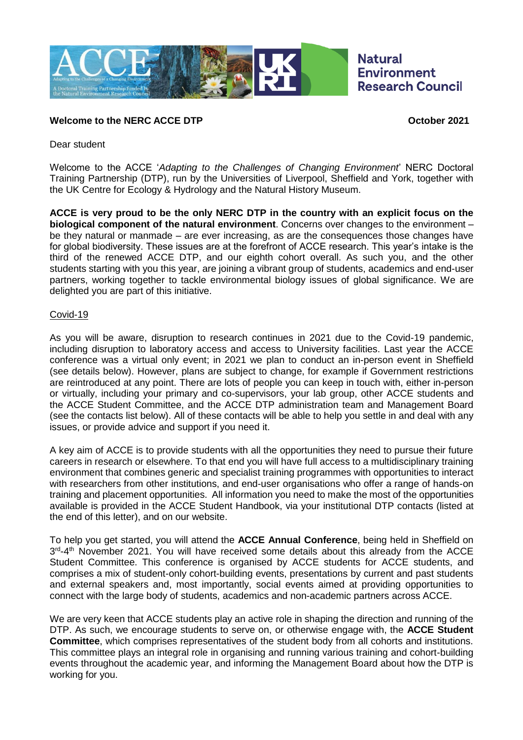**Welcome to the NERC ACCE DTP** **October 2021**

Dear student

Welcome to the ACCE '*Adapting to the Challenges of Changing Environment*' NERC Doctoral Training Partnership (DTP), run by the Universities of Liverpool, Sheffield and York, together with the UK Centre for Ecology & Hydrology and the Natural History Museum.

**ACCE is very proud to be the only NERC DTP in the country with an explicit focus on the biological component of the natural environment**. Concerns over changes to the environment – be they natural or manmade – are ever increasing, as are the consequences those changes have for global biodiversity. These issues are at the forefront of ACCE research. This year's intake is the third of the renewed ACCE DTP, and our eighth cohort overall. As such you, and the other students starting with you this year, are joining a vibrant group of students, academics and end-user partners, working together to tackle environmental biology issues of global significance. We are delighted you are part of this initiative.

<u>Covid-19</u>

As you will be aware, disruption to research continues in 2021 due to the Covid-19 pandemic, including disruption to laboratory access and access to University facilities. Last year the ACCE conference was a virtual only event; in 2021 we plan to conduct an in-person event in Sheffield (see details below). However, plans are subject to change, for example if Government restrictions are reintroduced at any point. There are lots of people you can keep in touch with, either in-person or virtually, including your primary and co-supervisors, your lab group, other ACCE students and the ACCE Student Committee, and the ACCE DTP administration team and Management Board (see the contacts list below). All of these contacts will be able to help you settle in and deal with any issues, or provide advice and support if you need it.

A key aim of ACCE is to provide students with all the opportunities they need to pursue their future careers in research or elsewhere. To that end you will have full access to a multidisciplinary training environment that combines generic and specialist training programmes with opportunities to interact with researchers from other institutions, and end-user organisations who offer a range of hands-on training and placement opportunities. All information you need to make the most of the opportunities available is provided in the ACCE Student Handbook, via your institutional DTP contacts (listed at the end of this letter), and on our website.

To help you get started, you will attend the **ACCE Annual Conference**, being held in Sheffield on 3rd-4th November 2021. You will have received some details about this already from the ACCE Student Committee. This conference is organised by ACCE students for ACCE students, and comprises a mix of student-only cohort-building events, presentations by current and past students and external speakers and, most importantly, social events aimed at providing opportunities to connect with the large body of students, academics and non-academic partners across ACCE.

We are very keen that ACCE students play an active role in shaping the direction and running of the DTP. As such, we encourage students to serve on, or otherwise engage with, the **ACCE Student Committee**, which comprises representatives of the student body from all cohorts and institutions. This committee plays an integral role in organising and running various training and cohort-building events throughout the academic year, and informing the Management Board about how the DTP is working for you.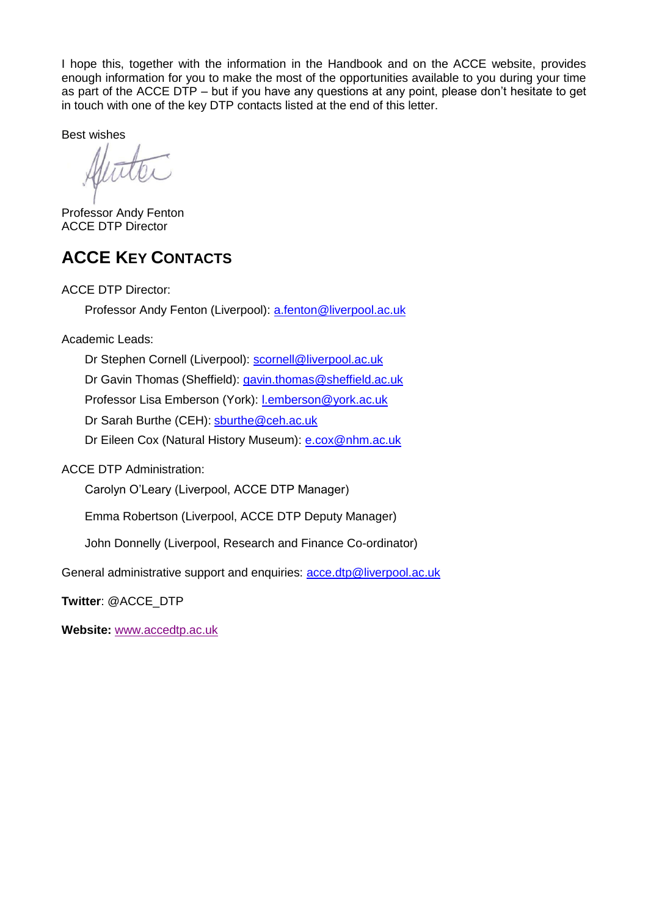I hope this, together with the information in the Handbook and on the ACCE website, provides enough information for you to make the most of the opportunities available to you during your time as part of the ACCE DTP – but if you have any questions at any point, please don't hesitate to get in touch with one of the key DTP contacts listed at the end of this letter.

Best wishes

Professor Andy Fenton
ACCE DTP Director

## ACCE Key Contacts

ACCE DTP Director:

Professor Andy Fenton (Liverpool): a.fenton@liverpool.ac.uk

Academic Leads:

Dr Stephen Cornell (Liverpool): scornell@liverpool.ac.uk

Dr Gavin Thomas (Sheffield): gavin.thomas@sheffield.ac.uk

Professor Lisa Emberson (York): l.emberson@york.ac.uk

Dr Sarah Burthe (CEH): sburthe@ceh.ac.uk

Dr Eileen Cox (Natural History Museum): e.cox@nhm.ac.uk

ACCE DTP Administration:

Carolyn O'Leary (Liverpool, ACCE DTP Manager)

Emma Robertson (Liverpool, ACCE DTP Deputy Manager)

John Donnelly (Liverpool, Research and Finance Co-ordinator)

General administrative support and enquiries: acce.dtp@liverpool.ac.uk

**Twitter**: @ACCE_DTP

**Website:** www.accedtp.ac.uk